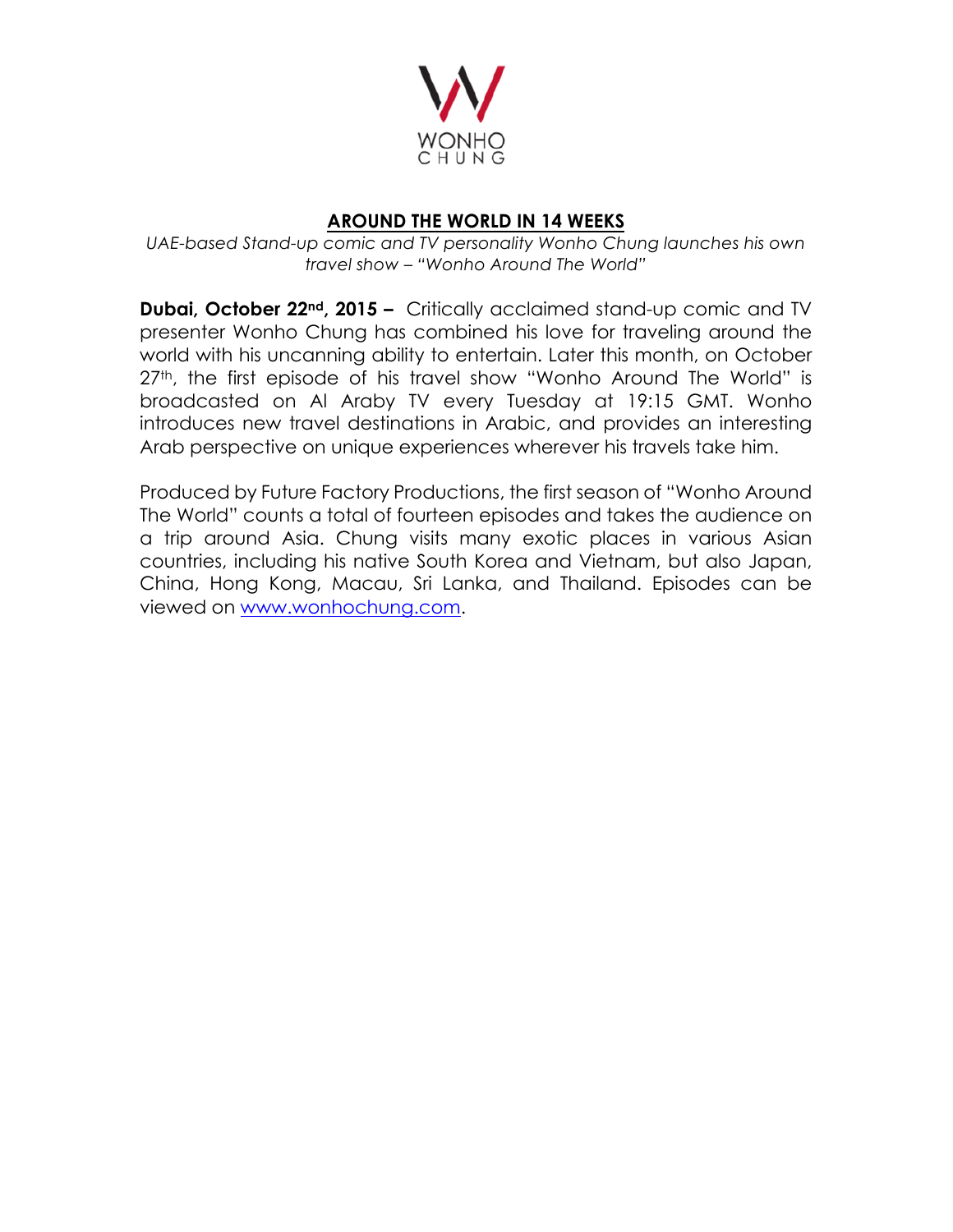WONHO CHUNG

# AROUND THE WORLD IN 14 WEEKS

*UAE-based Stand-up comic and TV personality Wonho Chung launches his own travel show – "Wonho Around The World"*

**Dubai, October 22nd, 2015 –** Critically acclaimed stand-up comic and TV presenter Wonho Chung has combined his love for traveling around the world with his uncanning ability to entertain. Later this month, on October 27th, the first episode of his travel show "Wonho Around The World" is broadcasted on Al Araby TV every Tuesday at 19:15 GMT. Wonho introduces new travel destinations in Arabic, and provides an interesting Arab perspective on unique experiences wherever his travels take him.

Produced by Future Factory Productions, the first season of "Wonho Around The World" counts a total of fourteen episodes and takes the audience on a trip around Asia. Chung visits many exotic places in various Asian countries, including his native South Korea and Vietnam, but also Japan, China, Hong Kong, Macau, Sri Lanka, and Thailand. Episodes can be viewed on [www.wonhochung.com](http://www.wonhochung.com).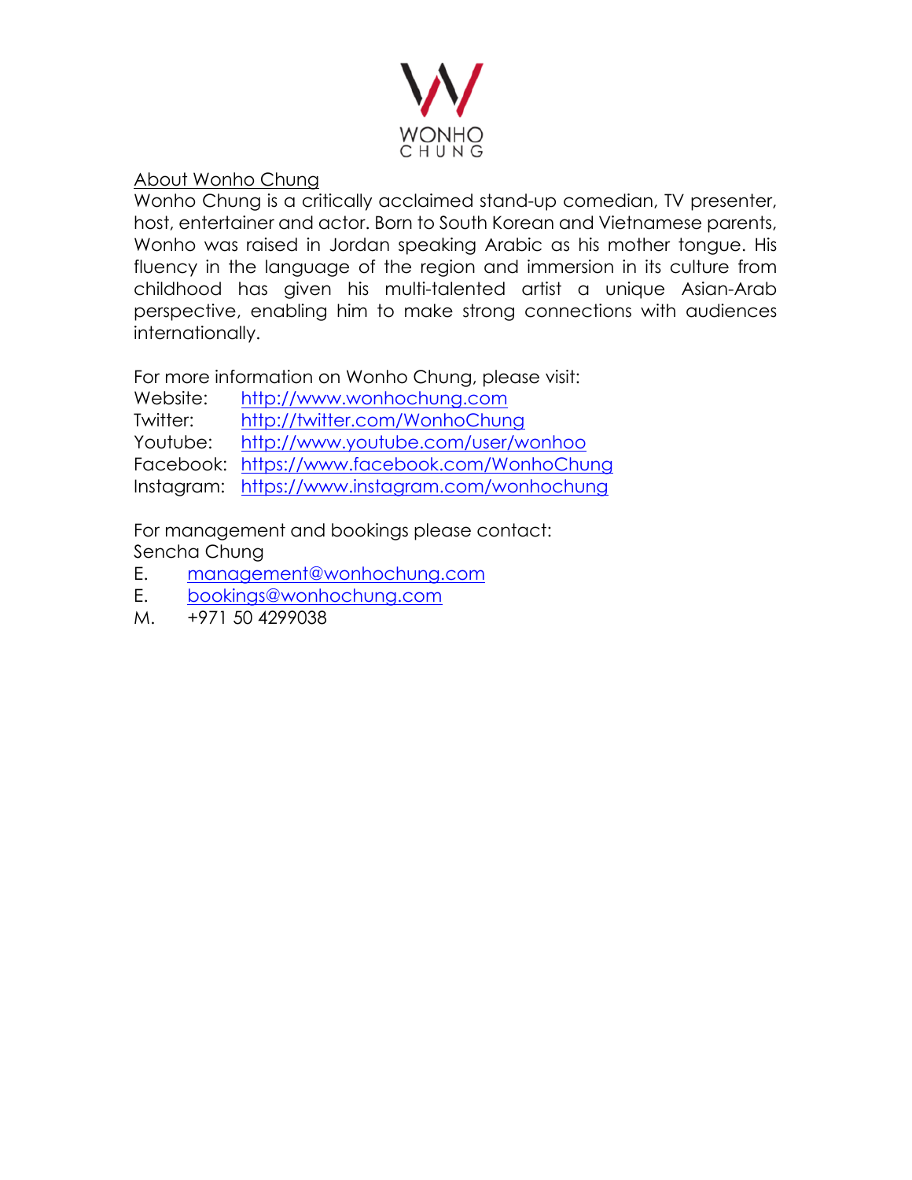WONHO CHUNG

## About Wonho Chung

Wonho Chung is a critically acclaimed stand-up comedian, TV presenter, host, entertainer and actor. Born to South Korean and Vietnamese parents, Wonho was raised in Jordan speaking Arabic as his mother tongue. His fluency in the language of the region and immersion in its culture from childhood has given his multi-talented artist a unique Asian-Arab perspective, enabling him to make strong connections with audiences internationally.

For more information on Wonho Chung, please visit:

Website: http://www.wonhochung.com
Twitter: http://twitter.com/WonhoChung
Youtube: http://www.youtube.com/user/wonhoo
Facebook: https://www.facebook.com/WonhoChung
Instagram: https://www.instagram.com/wonhochung

For management and bookings please contact:
Sencha Chung

E. management@wonhochung.com
E. bookings@wonhochung.com
M. +971 50 4299038